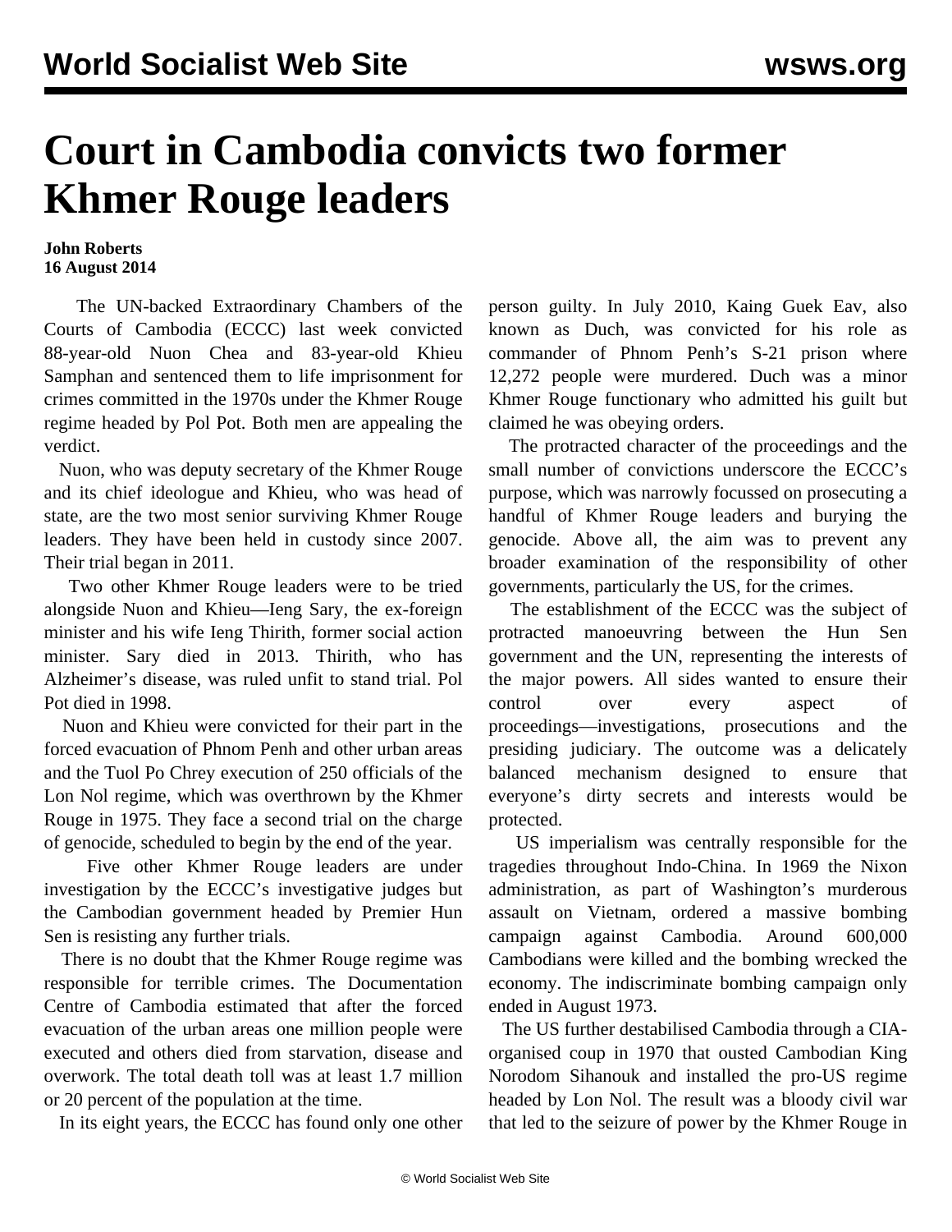# Court in Cambodia convicts two former Khmer Rouge leaders

**John Roberts**
**16 August 2014**

The UN-backed Extraordinary Chambers of the Courts of Cambodia (ECCC) last week convicted 88-year-old Nuon Chea and 83-year-old Khieu Samphan and sentenced them to life imprisonment for crimes committed in the 1970s under the Khmer Rouge regime headed by Pol Pot. Both men are appealing the verdict.

Nuon, who was deputy secretary of the Khmer Rouge and its chief ideologue and Khieu, who was head of state, are the two most senior surviving Khmer Rouge leaders. They have been held in custody since 2007. Their trial began in 2011.

Two other Khmer Rouge leaders were to be tried alongside Nuon and Khieu—Ieng Sary, the ex-foreign minister and his wife Ieng Thirith, former social action minister. Sary died in 2013. Thirith, who has Alzheimer's disease, was ruled unfit to stand trial. Pol Pot died in 1998.

Nuon and Khieu were convicted for their part in the forced evacuation of Phnom Penh and other urban areas and the Tuol Po Chrey execution of 250 officials of the Lon Nol regime, which was overthrown by the Khmer Rouge in 1975. They face a second trial on the charge of genocide, scheduled to begin by the end of the year.

Five other Khmer Rouge leaders are under investigation by the ECCC's investigative judges but the Cambodian government headed by Premier Hun Sen is resisting any further trials.

There is no doubt that the Khmer Rouge regime was responsible for terrible crimes. The Documentation Centre of Cambodia estimated that after the forced evacuation of the urban areas one million people were executed and others died from starvation, disease and overwork. The total death toll was at least 1.7 million or 20 percent of the population at the time.

In its eight years, the ECCC has found only one other person guilty. In July 2010, Kaing Guek Eav, also known as Duch, was convicted for his role as commander of Phnom Penh's S-21 prison where 12,272 people were murdered. Duch was a minor Khmer Rouge functionary who admitted his guilt but claimed he was obeying orders.

The protracted character of the proceedings and the small number of convictions underscore the ECCC's purpose, which was narrowly focussed on prosecuting a handful of Khmer Rouge leaders and burying the genocide. Above all, the aim was to prevent any broader examination of the responsibility of other governments, particularly the US, for the crimes.

The establishment of the ECCC was the subject of protracted manoeuvring between the Hun Sen government and the UN, representing the interests of the major powers. All sides wanted to ensure their control over every aspect of proceedings—investigations, prosecutions and the presiding judiciary. The outcome was a delicately balanced mechanism designed to ensure that everyone's dirty secrets and interests would be protected.

US imperialism was centrally responsible for the tragedies throughout Indo-China. In 1969 the Nixon administration, as part of Washington's murderous assault on Vietnam, ordered a massive bombing campaign against Cambodia. Around 600,000 Cambodians were killed and the bombing wrecked the economy. The indiscriminate bombing campaign only ended in August 1973.

The US further destabilised Cambodia through a CIA-organised coup in 1970 that ousted Cambodian King Norodom Sihanouk and installed the pro-US regime headed by Lon Nol. The result was a bloody civil war that led to the seizure of power by the Khmer Rouge in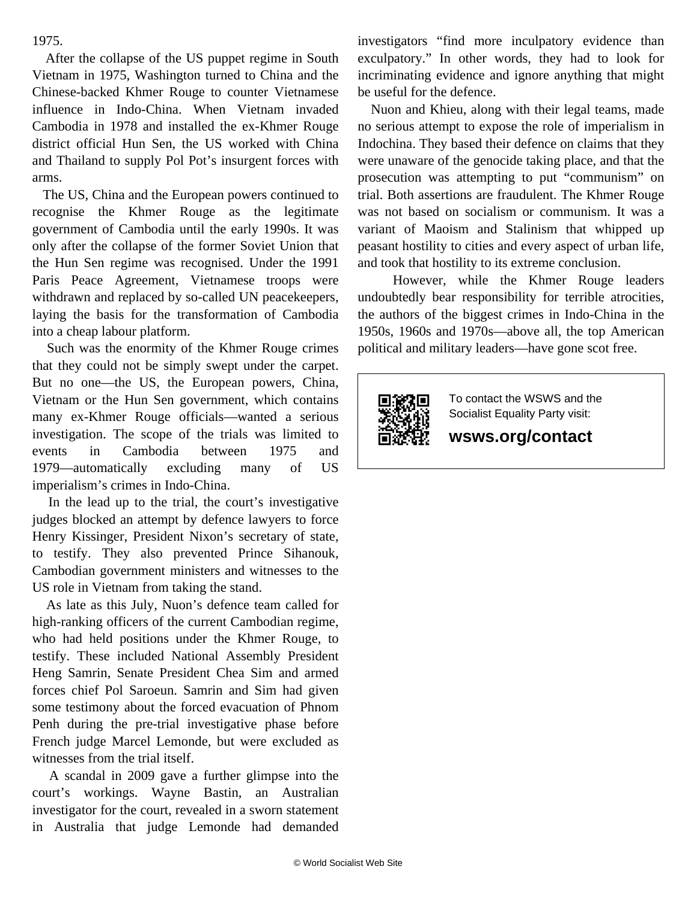1975.

After the collapse of the US puppet regime in South Vietnam in 1975, Washington turned to China and the Chinese-backed Khmer Rouge to counter Vietnamese influence in Indo-China. When Vietnam invaded Cambodia in 1978 and installed the ex-Khmer Rouge district official Hun Sen, the US worked with China and Thailand to supply Pol Pot's insurgent forces with arms.

The US, China and the European powers continued to recognise the Khmer Rouge as the legitimate government of Cambodia until the early 1990s. It was only after the collapse of the former Soviet Union that the Hun Sen regime was recognised. Under the 1991 Paris Peace Agreement, Vietnamese troops were withdrawn and replaced by so-called UN peacekeepers, laying the basis for the transformation of Cambodia into a cheap labour platform.

Such was the enormity of the Khmer Rouge crimes that they could not be simply swept under the carpet. But no one—the US, the European powers, China, Vietnam or the Hun Sen government, which contains many ex-Khmer Rouge officials—wanted a serious investigation. The scope of the trials was limited to events in Cambodia between 1975 and 1979—automatically excluding many of US imperialism's crimes in Indo-China.

In the lead up to the trial, the court's investigative judges blocked an attempt by defence lawyers to force Henry Kissinger, President Nixon's secretary of state, to testify. They also prevented Prince Sihanouk, Cambodian government ministers and witnesses to the US role in Vietnam from taking the stand.

As late as this July, Nuon's defence team called for high-ranking officers of the current Cambodian regime, who had held positions under the Khmer Rouge, to testify. These included National Assembly President Heng Samrin, Senate President Chea Sim and armed forces chief Pol Saroeun. Samrin and Sim had given some testimony about the forced evacuation of Phnom Penh during the pre-trial investigative phase before French judge Marcel Lemonde, but were excluded as witnesses from the trial itself.

A scandal in 2009 gave a further glimpse into the court's workings. Wayne Bastin, an Australian investigator for the court, revealed in a sworn statement in Australia that judge Lemonde had demanded investigators "find more inculpatory evidence than exculpatory." In other words, they had to look for incriminating evidence and ignore anything that might be useful for the defence.

Nuon and Khieu, along with their legal teams, made no serious attempt to expose the role of imperialism in Indochina. They based their defence on claims that they were unaware of the genocide taking place, and that the prosecution was attempting to put "communism" on trial. Both assertions are fraudulent. The Khmer Rouge was not based on socialism or communism. It was a variant of Maoism and Stalinism that whipped up peasant hostility to cities and every aspect of urban life, and took that hostility to its extreme conclusion.

However, while the Khmer Rouge leaders undoubtedly bear responsibility for terrible atrocities, the authors of the biggest crimes in Indo-China in the 1950s, 1960s and 1970s—above all, the top American political and military leaders—have gone scot free.

To contact the WSWS and the Socialist Equality Party visit:

**wsws.org/contact**